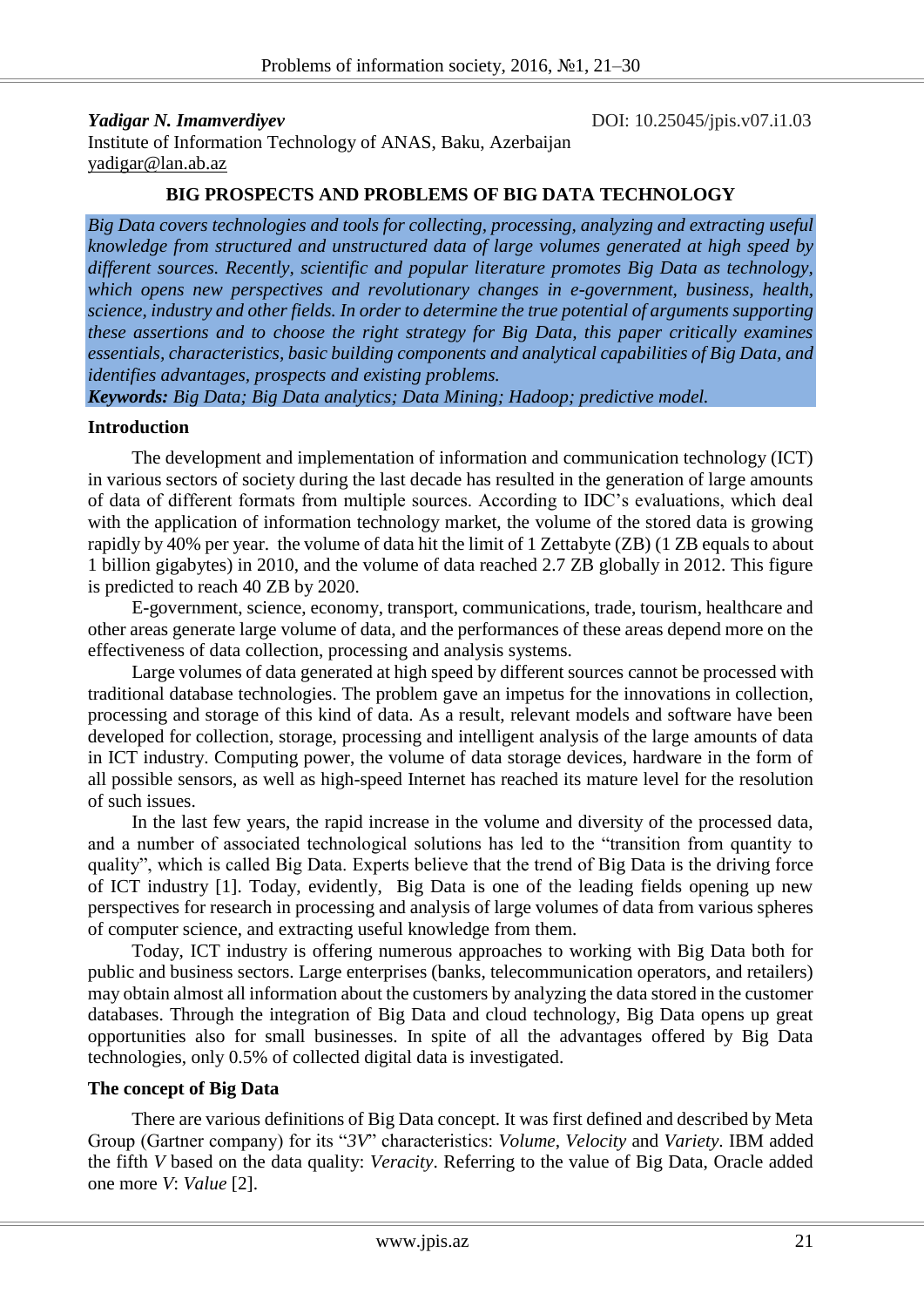**Yadigar N. Imamverdiyev** DOI: 10.25045/jpis.v07.i1.03

Institute of Information Technology of ANAS, Baku, Azerbaijan

yadigar@lan.ab.az

# BIG PROSPECTS AND PROBLEMS OF BIG DATA TECHNOLOGY

*Big Data covers technologies and tools for collecting, processing, analyzing and extracting useful knowledge from structured and unstructured data of large volumes generated at high speed by different sources. Recently, scientific and popular literature promotes Big Data as technology, which opens new perspectives and revolutionary changes in e-government, business, health, science, industry and other fields. In order to determine the true potential of arguments supporting these assertions and to choose the right strategy for Big Data, this paper critically examines essentials, characteristics, basic building components and analytical capabilities of Big Data, and identifies advantages, prospects and existing problems.*

***Keywords:*** *Big Data; Big Data analytics; Data Mining; Hadoop; predictive model.*

## Introduction

The development and implementation of information and communication technology (ICT) in various sectors of society during the last decade has resulted in the generation of large amounts of data of different formats from multiple sources. According to IDC's evaluations, which deal with the application of information technology market, the volume of the stored data is growing rapidly by 40% per year. the volume of data hit the limit of 1 Zettabyte (ZB) (1 ZB equals to about 1 billion gigabytes) in 2010, and the volume of data reached 2.7 ZB globally in 2012. This figure is predicted to reach 40 ZB by 2020.

E-government, science, economy, transport, communications, trade, tourism, healthcare and other areas generate large volume of data, and the performances of these areas depend more on the effectiveness of data collection, processing and analysis systems.

Large volumes of data generated at high speed by different sources cannot be processed with traditional database technologies. The problem gave an impetus for the innovations in collection, processing and storage of this kind of data. As a result, relevant models and software have been developed for collection, storage, processing and intelligent analysis of the large amounts of data in ICT industry. Computing power, the volume of data storage devices, hardware in the form of all possible sensors, as well as high-speed Internet has reached its mature level for the resolution of such issues.

In the last few years, the rapid increase in the volume and diversity of the processed data, and a number of associated technological solutions has led to the "transition from quantity to quality", which is called Big Data. Experts believe that the trend of Big Data is the driving force of ICT industry [1]. Today, evidently, Big Data is one of the leading fields opening up new perspectives for research in processing and analysis of large volumes of data from various spheres of computer science, and extracting useful knowledge from them.

Today, ICT industry is offering numerous approaches to working with Big Data both for public and business sectors. Large enterprises (banks, telecommunication operators, and retailers) may obtain almost all information about the customers by analyzing the data stored in the customer databases. Through the integration of Big Data and cloud technology, Big Data opens up great opportunities also for small businesses. In spite of all the advantages offered by Big Data technologies, only 0.5% of collected digital data is investigated.

## The concept of Big Data

There are various definitions of Big Data concept. It was first defined and described by Meta Group (Gartner company) for its "*3V*" characteristics: *Volume*, *Velocity* and *Variety*. IBM added the fifth *V* based on the data quality: *Veracity*. Referring to the value of Big Data, Oracle added one more *V*: *Value* [2].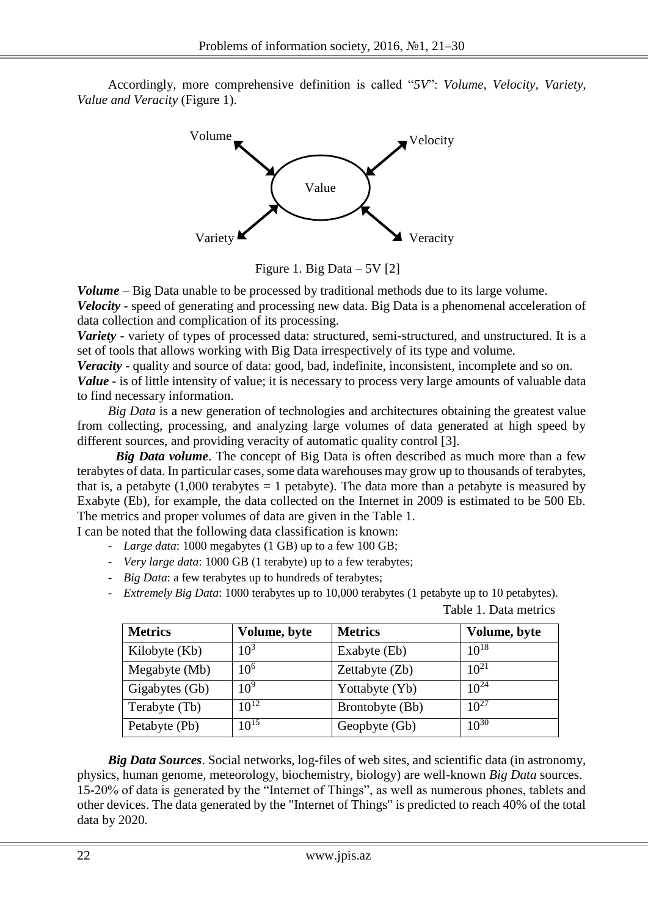Accordingly, more comprehensive definition is called "*5V*": *Volume, Velocity, Variety, Value and Veracity* (Figure 1).

Figure 1. Big Data – 5V [2]

***Volume*** – Big Data unable to be processed by traditional methods due to its large volume.
***Velocity*** - speed of generating and processing new data. Big Data is a phenomenal acceleration of data collection and complication of its processing.
***Variety*** - variety of types of processed data: structured, semi-structured, and unstructured. It is a set of tools that allows working with Big Data irrespectively of its type and volume.
***Veracity*** - quality and source of data: good, bad, indefinite, inconsistent, incomplete and so on.
***Value*** - is of little intensity of value; it is necessary to process very large amounts of valuable data to find necessary information.

*Big Data* is a new generation of technologies and architectures obtaining the greatest value from collecting, processing, and analyzing large volumes of data generated at high speed by different sources, and providing veracity of automatic quality control [3].

***Big Data volume***. The concept of Big Data is often described as much more than a few terabytes of data. In particular cases, some data warehouses may grow up to thousands of terabytes, that is, a petabyte (1,000 terabytes = 1 petabyte). The data more than a petabyte is measured by Exabyte (Eb), for example, the data collected on the Internet in 2009 is estimated to be 500 Eb. The metrics and proper volumes of data are given in the Table 1.

I can be noted that the following data classification is known:

- *Large data*: 1000 megabytes (1 GB) up to a few 100 GB;
- *Very large data*: 1000 GB (1 terabyte) up to a few terabytes;
- *Big Data*: a few terabytes up to hundreds of terabytes;
- *Extremely Big Data*: 1000 terabytes up to 10,000 terabytes (1 petabyte up to 10 petabytes).

Table 1. Data metrics

| **Metrics** | **Volume, byte** | **Metrics** | **Volume, byte** |
|---|---|---|---|
| Kilobyte (Kb) | $10^{3}$ | Exabyte (Eb) | $10^{18}$ |
| Megabyte (Mb) | $10^{6}$ | Zettabyte (Zb) | $10^{21}$ |
| Gigabytes (Gb) | $10^{9}$ | Yottabyte (Yb) | $10^{24}$ |
| Terabyte (Tb) | $10^{12}$ | Brontobyte (Bb) | $10^{27}$ |
| Petabyte (Pb) | $10^{15}$ | Geopbyte (Gb) | $10^{30}$ |

***Big Data Sources***. Social networks, log-files of web sites, and scientific data (in astronomy, physics, human genome, meteorology, biochemistry, biology) are well-known *Big Data* sources. 15-20% of data is generated by the "Internet of Things", as well as numerous phones, tablets and other devices. The data generated by the "Internet of Things" is predicted to reach 40% of the total data by 2020.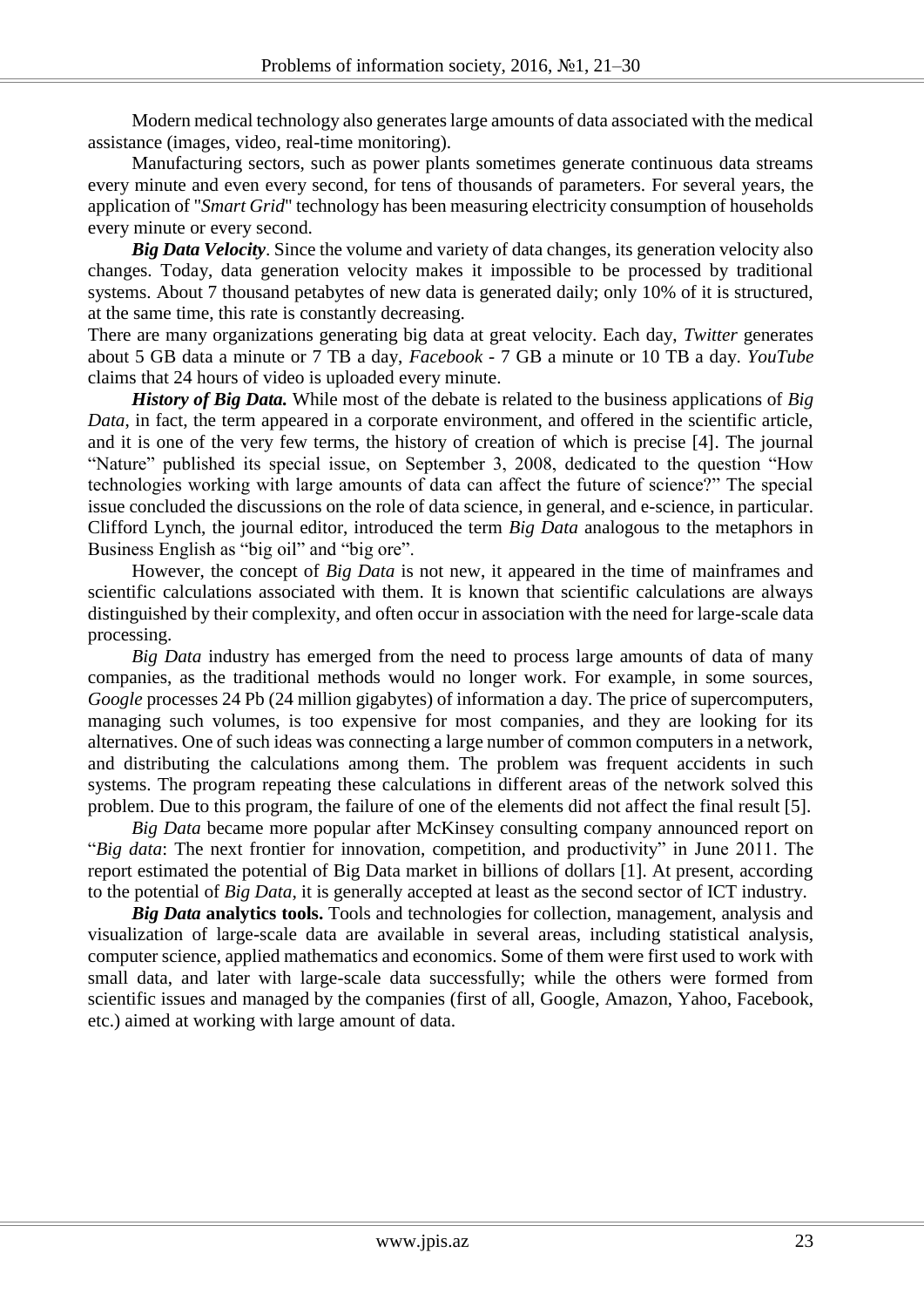Modern medical technology also generates large amounts of data associated with the medical assistance (images, video, real-time monitoring).

Manufacturing sectors, such as power plants sometimes generate continuous data streams every minute and even every second, for tens of thousands of parameters. For several years, the application of "*Smart Grid*" technology has been measuring electricity consumption of households every minute or every second.

***Big Data Velocity***. Since the volume and variety of data changes, its generation velocity also changes. Today, data generation velocity makes it impossible to be processed by traditional systems. About 7 thousand petabytes of new data is generated daily; only 10% of it is structured, at the same time, this rate is constantly decreasing.

There are many organizations generating big data at great velocity. Each day, *Twitter* generates about 5 GB data a minute or 7 TB a day, *Facebook* - 7 GB a minute or 10 TB a day. *YouTube* claims that 24 hours of video is uploaded every minute.

***History of Big Data.*** While most of the debate is related to the business applications of *Big Data*, in fact, the term appeared in a corporate environment, and offered in the scientific article, and it is one of the very few terms, the history of creation of which is precise [4]. The journal "Nature" published its special issue, on September 3, 2008, dedicated to the question "How technologies working with large amounts of data can affect the future of science?" The special issue concluded the discussions on the role of data science, in general, and e-science, in particular. Clifford Lynch, the journal editor, introduced the term *Big Data* analogous to the metaphors in Business English as "big oil" and "big ore".

However, the concept of *Big Data* is not new, it appeared in the time of mainframes and scientific calculations associated with them. It is known that scientific calculations are always distinguished by their complexity, and often occur in association with the need for large-scale data processing.

*Big Data* industry has emerged from the need to process large amounts of data of many companies, as the traditional methods would no longer work. For example, in some sources, *Google* processes 24 Pb (24 million gigabytes) of information a day. The price of supercomputers, managing such volumes, is too expensive for most companies, and they are looking for its alternatives. One of such ideas was connecting a large number of common computers in a network, and distributing the calculations among them. The problem was frequent accidents in such systems. The program repeating these calculations in different areas of the network solved this problem. Due to this program, the failure of one of the elements did not affect the final result [5].

*Big Data* became more popular after McKinsey consulting company announced report on "*Big data*: The next frontier for innovation, competition, and productivity" in June 2011. The report estimated the potential of Big Data market in billions of dollars [1]. At present, according to the potential of *Big Data*, it is generally accepted at least as the second sector of ICT industry.

***Big Data* analytics tools.** Tools and technologies for collection, management, analysis and visualization of large-scale data are available in several areas, including statistical analysis, computer science, applied mathematics and economics. Some of them were first used to work with small data, and later with large-scale data successfully; while the others were formed from scientific issues and managed by the companies (first of all, Google, Amazon, Yahoo, Facebook, etc.) aimed at working with large amount of data.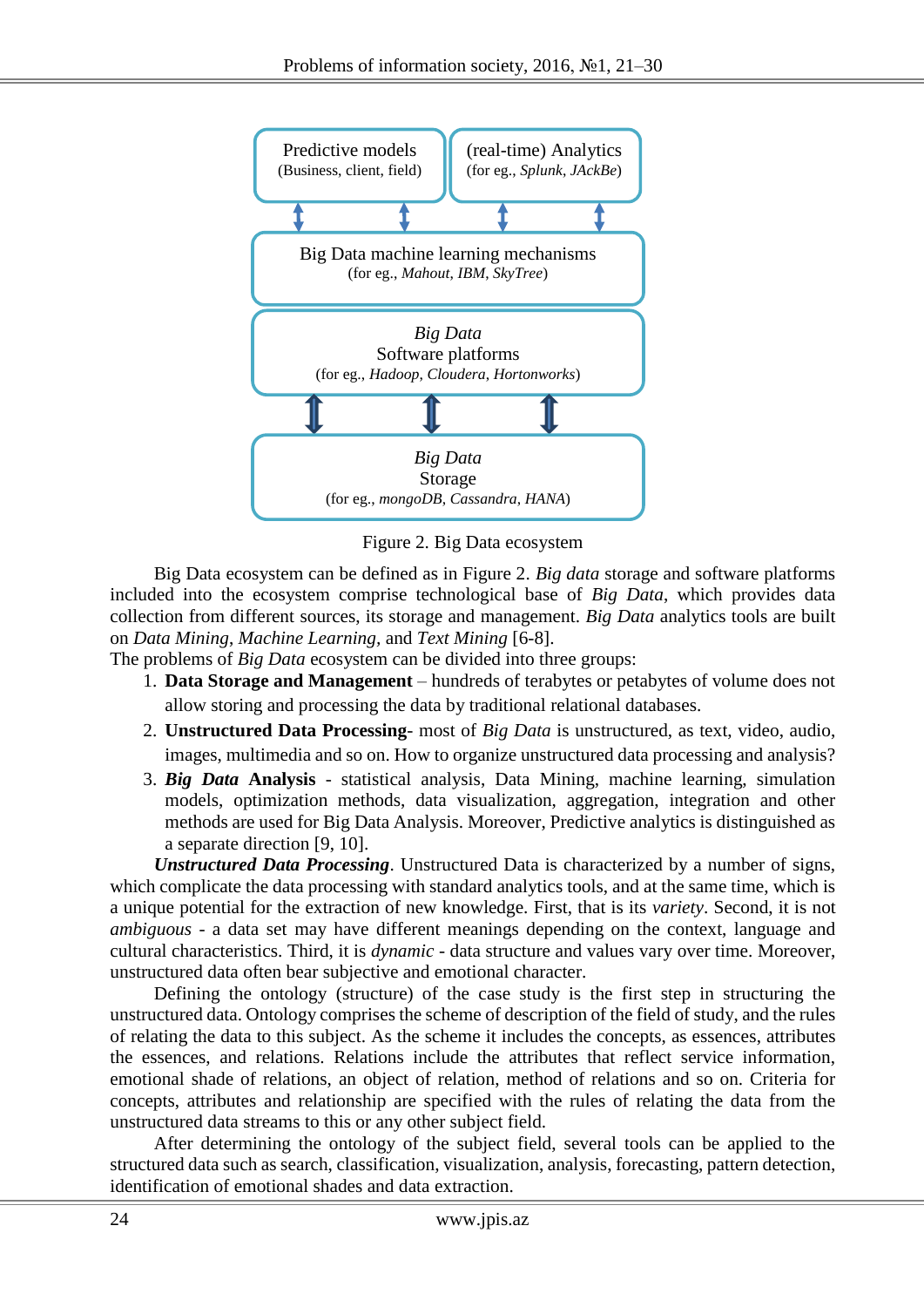Predictive models
(Business, client, field)

(real-time) Analytics
(for eg., *Splunk*, *JAckBe*)

Big Data machine learning mechanisms
(for eg., *Mahout*, *IBM*, *SkyTree*)

*Big Data*
Software platforms
(for eg., *Hadoop*, *Cloudera*, *Hortonworks*)

*Big Data*
Storage
(for eg., *mongoDB*, *Cassandra*, *HANA*)

Figure 2. Big Data ecosystem

Big Data ecosystem can be defined as in Figure 2. *Big data* storage and software platforms included into the ecosystem comprise technological base of *Big Data*, which provides data collection from different sources, its storage and management. *Big Data* analytics tools are built on *Data Mining*, *Machine Learning*, and *Text Mining* [6-8].

The problems of *Big Data* ecosystem can be divided into three groups:

1. **Data Storage and Management** – hundreds of terabytes or petabytes of volume does not allow storing and processing the data by traditional relational databases.
2. **Unstructured Data Processing**- most of *Big Data* is unstructured, as text, video, audio, images, multimedia and so on. How to organize unstructured data processing and analysis?
3. ***Big Data* Analysis** - statistical analysis, Data Mining, machine learning, simulation models, optimization methods, data visualization, aggregation, integration and other methods are used for Big Data Analysis. Moreover, Predictive analytics is distinguished as a separate direction [9, 10].

***Unstructured Data Processing***. Unstructured Data is characterized by a number of signs, which complicate the data processing with standard analytics tools, and at the same time, which is a unique potential for the extraction of new knowledge. First, that is its *variety*. Second, it is not *ambiguous* - a data set may have different meanings depending on the context, language and cultural characteristics. Third, it is *dynamic* - data structure and values vary over time. Moreover, unstructured data often bear subjective and emotional character.

Defining the ontology (structure) of the case study is the first step in structuring the unstructured data. Ontology comprises the scheme of description of the field of study, and the rules of relating the data to this subject. As the scheme it includes the concepts, as essences, attributes the essences, and relations. Relations include the attributes that reflect service information, emotional shade of relations, an object of relation, method of relations and so on. Criteria for concepts, attributes and relationship are specified with the rules of relating the data from the unstructured data streams to this or any other subject field.

After determining the ontology of the subject field, several tools can be applied to the structured data such as search, classification, visualization, analysis, forecasting, pattern detection, identification of emotional shades and data extraction.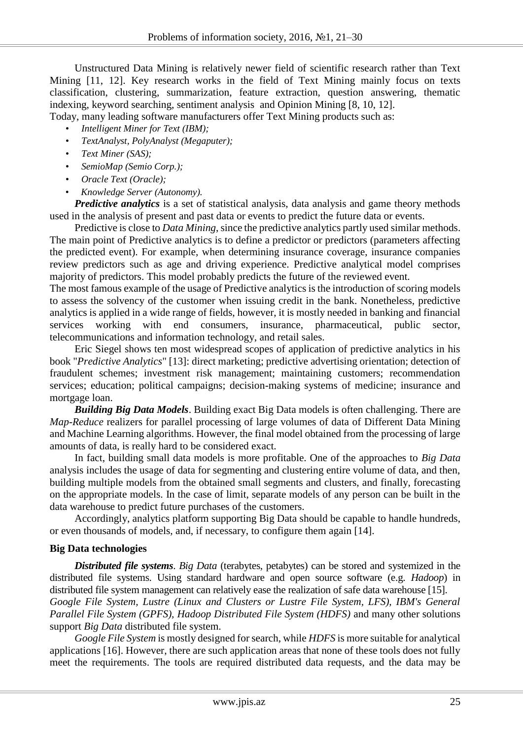Unstructured Data Mining is relatively newer field of scientific research rather than Text Mining [11, 12]. Key research works in the field of Text Mining mainly focus on texts classification, clustering, summarization, feature extraction, question answering, thematic indexing, keyword searching, sentiment analysis and Opinion Mining [8, 10, 12].

Today, many leading software manufacturers offer Text Mining products such as:

- *Intelligent Miner for Text (IBM);*
- *TextAnalyst, PolyAnalyst (Megaputer);*
- *Text Miner (SAS);*
- *SemioMap (Semio Corp.);*
- *Oracle Text (Oracle);*
- *Knowledge Server (Autonomy).*

***Predictive analytics*** is a set of statistical analysis, data analysis and game theory methods used in the analysis of present and past data or events to predict the future data or events.

Predictive is close to *Data Mining*, since the predictive analytics partly used similar methods. The main point of Predictive analytics is to define a predictor or predictors (parameters affecting the predicted event). For example, when determining insurance coverage, insurance companies review predictors such as age and driving experience. Predictive analytical model comprises majority of predictors. This model probably predicts the future of the reviewed event.

The most famous example of the usage of Predictive analytics is the introduction of scoring models to assess the solvency of the customer when issuing credit in the bank. Nonetheless, predictive analytics is applied in a wide range of fields, however, it is mostly needed in banking and financial services working with end consumers, insurance, pharmaceutical, public sector, telecommunications and information technology, and retail sales.

Eric Siegel shows ten most widespread scopes of application of predictive analytics in his book "*Predictive Analytics*" [13]: direct marketing; predictive advertising orientation; detection of fraudulent schemes; investment risk management; maintaining customers; recommendation services; education; political campaigns; decision-making systems of medicine; insurance and mortgage loan.

***Building Big Data Models***. Building exact Big Data models is often challenging. There are *Map-Reduce* realizers for parallel processing of large volumes of data of Different Data Mining and Machine Learning algorithms. However, the final model obtained from the processing of large amounts of data, is really hard to be considered exact.

In fact, building small data models is more profitable. One of the approaches to *Big Data* analysis includes the usage of data for segmenting and clustering entire volume of data, and then, building multiple models from the obtained small segments and clusters, and finally, forecasting on the appropriate models. In the case of limit, separate models of any person can be built in the data warehouse to predict future purchases of the customers.

Accordingly, analytics platform supporting Big Data should be capable to handle hundreds, or even thousands of models, and, if necessary, to configure them again [14].

## Big Data technologies

***Distributed file systems***. *Big Data* (terabytes, petabytes) can be stored and systemized in the distributed file systems. Using standard hardware and open source software (e.g. *Hadoop*) in distributed file system management can relatively ease the realization of safe data warehouse [15].

*Google File System, Lustre (Linux and Clusters or Lustre File System, LFS), IBM's General Parallel File System (GPFS), Hadoop Distributed File System (HDFS)* and many other solutions support *Big Data* distributed file system.

*Google File System* is mostly designed for search, while *HDFS* is more suitable for analytical applications [16]. However, there are such application areas that none of these tools does not fully meet the requirements. The tools are required distributed data requests, and the data may be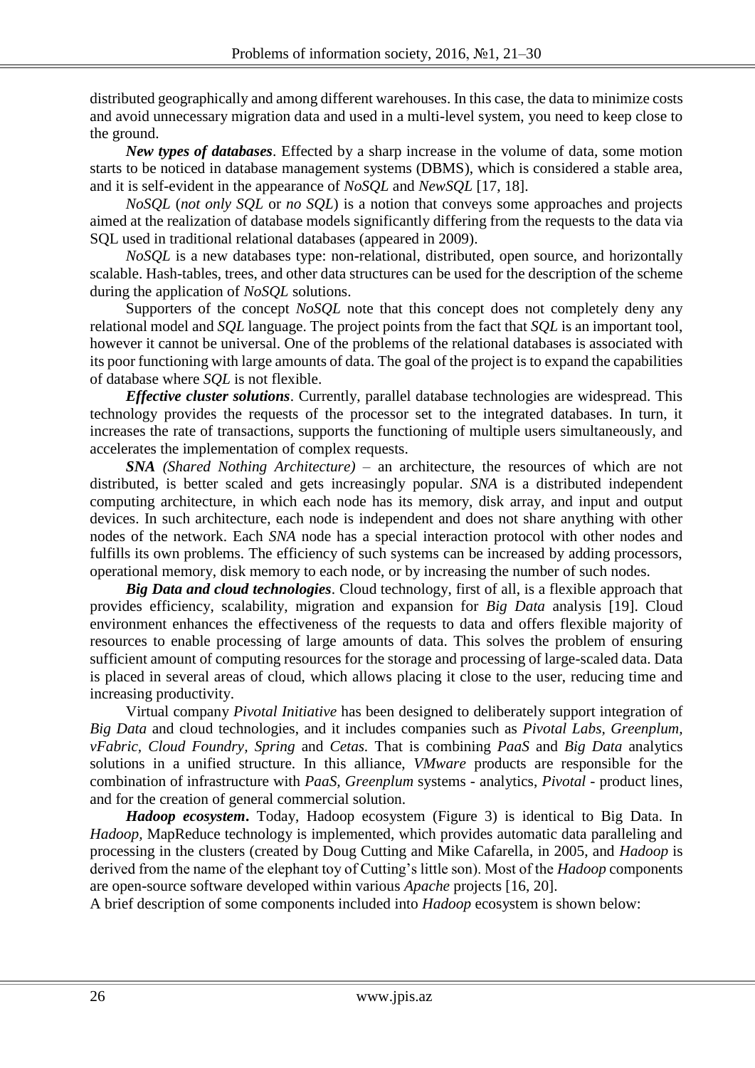distributed geographically and among different warehouses. In this case, the data to minimize costs and avoid unnecessary migration data and used in a multi-level system, you need to keep close to the ground.

***New types of databases***. Effected by a sharp increase in the volume of data, some motion starts to be noticed in database management systems (DBMS), which is considered a stable area, and it is self-evident in the appearance of *NoSQL* and *NewSQL* [17, 18].

*NoSQL* (*not only SQL* or *no SQL*) is a notion that conveys some approaches and projects aimed at the realization of database models significantly differing from the requests to the data via SQL used in traditional relational databases (appeared in 2009).

*NoSQL* is a new databases type: non-relational, distributed, open source, and horizontally scalable. Hash-tables, trees, and other data structures can be used for the description of the scheme during the application of *NoSQL* solutions.

Supporters of the concept *NoSQL* note that this concept does not completely deny any relational model and *SQL* language. The project points from the fact that *SQL* is an important tool, however it cannot be universal. One of the problems of the relational databases is associated with its poor functioning with large amounts of data. The goal of the project is to expand the capabilities of database where *SQL* is not flexible.

***Effective cluster solutions***. Currently, parallel database technologies are widespread. This technology provides the requests of the processor set to the integrated databases. In turn, it increases the rate of transactions, supports the functioning of multiple users simultaneously, and accelerates the implementation of complex requests.

***SNA*** *(Shared Nothing Architecture)* – an architecture, the resources of which are not distributed, is better scaled and gets increasingly popular. *SNA* is a distributed independent computing architecture, in which each node has its memory, disk array, and input and output devices. In such architecture, each node is independent and does not share anything with other nodes of the network. Each *SNA* node has a special interaction protocol with other nodes and fulfills its own problems. The efficiency of such systems can be increased by adding processors, operational memory, disk memory to each node, or by increasing the number of such nodes.

***Big Data and cloud technologies***. Cloud technology, first of all, is a flexible approach that provides efficiency, scalability, migration and expansion for *Big Data* analysis [19]. Cloud environment enhances the effectiveness of the requests to data and offers flexible majority of resources to enable processing of large amounts of data. This solves the problem of ensuring sufficient amount of computing resources for the storage and processing of large-scaled data. Data is placed in several areas of cloud, which allows placing it close to the user, reducing time and increasing productivity.

Virtual company *Pivotal Initiative* has been designed to deliberately support integration of *Big Data* and cloud technologies, and it includes companies such as *Pivotal Labs, Greenplum, vFabric, Cloud Foundry, Spring* and *Cetas.* That is combining *PaaS* and *Big Data* analytics solutions in a unified structure. In this alliance, *VMware* products are responsible for the combination of infrastructure with *PaaS, Greenplum* systems - analytics, *Pivotal* - product lines, and for the creation of general commercial solution.

***Hadoop ecosystem*****.** Today, Hadoop ecosystem (Figure 3) is identical to Big Data. In *Hadoop,* MapReduce technology is implemented, which provides automatic data paralleling and processing in the clusters (created by Doug Cutting and Mike Cafarella, in 2005, and *Hadoop* is derived from the name of the elephant toy of Cutting's little son). Most of the *Hadoop* components are open-source software developed within various *Apache* projects [16, 20].

A brief description of some components included into *Hadoop* ecosystem is shown below: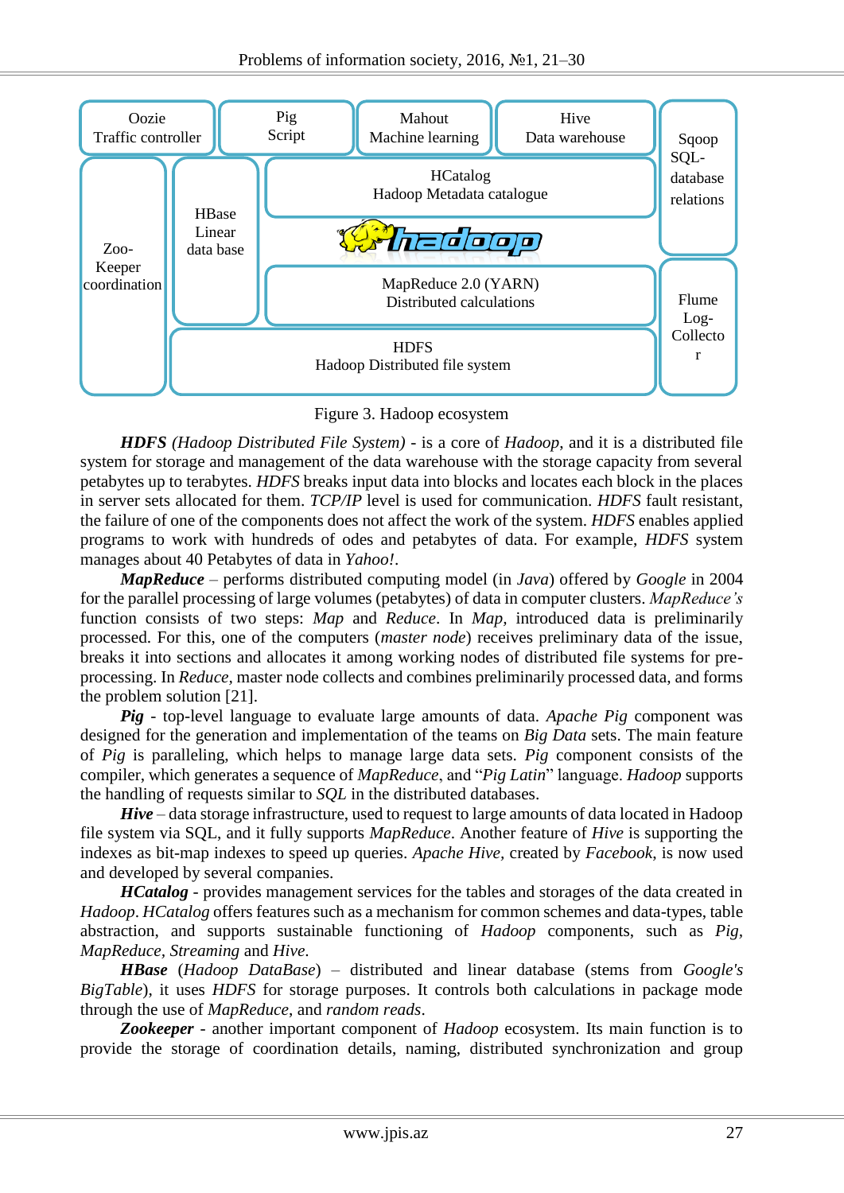| Oozie Traffic controller | Pig Script | Mahout Machine learning | Hive Data warehouse | Sqoop SQL-database relations |
|---|---|---|---|---|
| Zoo-Keeper coordination | HBase Linear data base | HCatalog Hadoop Metadata catalogue | | |
| | | hadoop | | |
| | | MapReduce 2.0 (YARN) Distributed calculations | | Flume Log-Collector |
| | HDFS Hadoop Distributed file system | | | |

Figure 3. Hadoop ecosystem

***HDFS*** *(Hadoop Distributed File System)* - is a core of *Hadoop*, and it is a distributed file system for storage and management of the data warehouse with the storage capacity from several petabytes up to terabytes. *HDFS* breaks input data into blocks and locates each block in the places in server sets allocated for them. *TCP/IP* level is used for communication. *HDFS* fault resistant, the failure of one of the components does not affect the work of the system. *HDFS* enables applied programs to work with hundreds of odes and petabytes of data. For example, *HDFS* system manages about 40 Petabytes of data in *Yahoo!*.

***MapReduce*** – performs distributed computing model (in *Java*) offered by *Google* in 2004 for the parallel processing of large volumes (petabytes) of data in computer clusters. *MapReduce's* function consists of two steps: *Map* and *Reduce*. In *Map*, introduced data is preliminarily processed. For this, one of the computers (*master node*) receives preliminary data of the issue, breaks it into sections and allocates it among working nodes of distributed file systems for pre-processing. In *Reduce*, master node collects and combines preliminarily processed data, and forms the problem solution [21].

***Pig*** - top-level language to evaluate large amounts of data. *Apache Pig* component was designed for the generation and implementation of the teams on *Big Data* sets. The main feature of *Pig* is paralleling, which helps to manage large data sets. *Pig* component consists of the compiler, which generates a sequence of *MapReduce*, and "*Pig Latin*" language. *Hadoop* supports the handling of requests similar to *SQL* in the distributed databases.

***Hive*** – data storage infrastructure, used to request to large amounts of data located in Hadoop file system via SQL, and it fully supports *MapReduce*. Another feature of *Hive* is supporting the indexes as bit-map indexes to speed up queries. *Apache Hive*, created by *Facebook*, is now used and developed by several companies.

***HCatalog*** - provides management services for the tables and storages of the data created in *Hadoop*. *HCatalog* offers features such as a mechanism for common schemes and data-types, table abstraction, and supports sustainable functioning of *Hadoop* components, such as *Pig*, *MapReduce*, *Streaming* and *Hive*.

***HBase*** (*Hadoop DataBase*) – distributed and linear database (stems from *Google's BigTable*), it uses *HDFS* for storage purposes. It controls both calculations in package mode through the use of *MapReduce*, and *random reads*.

***Zookeeper*** - another important component of *Hadoop* ecosystem. Its main function is to provide the storage of coordination details, naming, distributed synchronization and group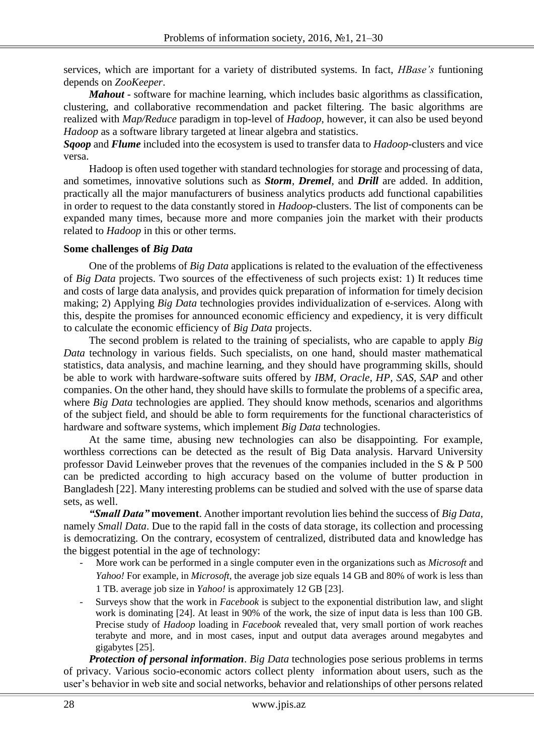services, which are important for a variety of distributed systems. In fact, *HBase's* funtioning depends on *ZooKeeper*.

***Mahout*** - software for machine learning, which includes basic algorithms as classification, clustering, and collaborative recommendation and packet filtering. The basic algorithms are realized with *Map/Reduce* paradigm in top-level of *Hadoop*, however, it can also be used beyond *Hadoop* as a software library targeted at linear algebra and statistics.

***Sqoop*** and ***Flume*** included into the ecosystem is used to transfer data to *Hadoop*-clusters and vice versa.

Hadoop is often used together with standard technologies for storage and processing of data, and sometimes, innovative solutions such as ***Storm***, ***Dremel***, and ***Drill*** are added. In addition, practically all the major manufacturers of business analytics products add functional capabilities in order to request to the data constantly stored in *Hadoop*-clusters. The list of components can be expanded many times, because more and more companies join the market with their products related to *Hadoop* in this or other terms.

**Some challenges of *Big Data***

One of the problems of *Big Data* applications is related to the evaluation of the effectiveness of *Big Data* projects. Two sources of the effectiveness of such projects exist: 1) It reduces time and costs of large data analysis, and provides quick preparation of information for timely decision making; 2) Applying *Big Data* technologies provides individualization of e-services. Along with this, despite the promises for announced economic efficiency and expediency, it is very difficult to calculate the economic efficiency of *Big Data* projects.

The second problem is related to the training of specialists, who are capable to apply *Big Data* technology in various fields. Such specialists, on one hand, should master mathematical statistics, data analysis, and machine learning, and they should have programming skills, should be able to work with hardware-software suits offered by *IBM, Oracle, HP, SAS, SAP* and other companies. On the other hand, they should have skills to formulate the problems of a specific area, where *Big Data* technologies are applied. They should know methods, scenarios and algorithms of the subject field, and should be able to form requirements for the functional characteristics of hardware and software systems, which implement *Big Data* technologies.

At the same time, abusing new technologies can also be disappointing. For example, worthless corrections can be detected as the result of Big Data analysis. Harvard University professor David Leinweber proves that the revenues of the companies included in the S & P 500 can be predicted according to high accuracy based on the volume of butter production in Bangladesh [22]. Many interesting problems can be studied and solved with the use of sparse data sets, as well.

***"Small Data"* movement**. Another important revolution lies behind the success of *Big Data*, namely *Small Data*. Due to the rapid fall in the costs of data storage, its collection and processing is democratizing. On the contrary, ecosystem of centralized, distributed data and knowledge has the biggest potential in the age of technology:

- More work can be performed in a single computer even in the organizations such as *Microsoft* and *Yahoo!* For example, in *Microsoft*, the average job size equals 14 GB and 80% of work is less than 1 TB. average job size in *Yahoo!* is approximately 12 GB [23].
- Surveys show that the work in *Facebook* is subject to the exponential distribution law, and slight work is dominating [24]. At least in 90% of the work, the size of input data is less than 100 GB. Precise study of *Hadoop* loading in *Facebook* revealed that, very small portion of work reaches terabyte and more, and in most cases, input and output data averages around megabytes and gigabytes [25].

***Protection of personal information***. *Big Data* technologies pose serious problems in terms of privacy. Various socio-economic actors collect plenty information about users, such as the user's behavior in web site and social networks, behavior and relationships of other persons related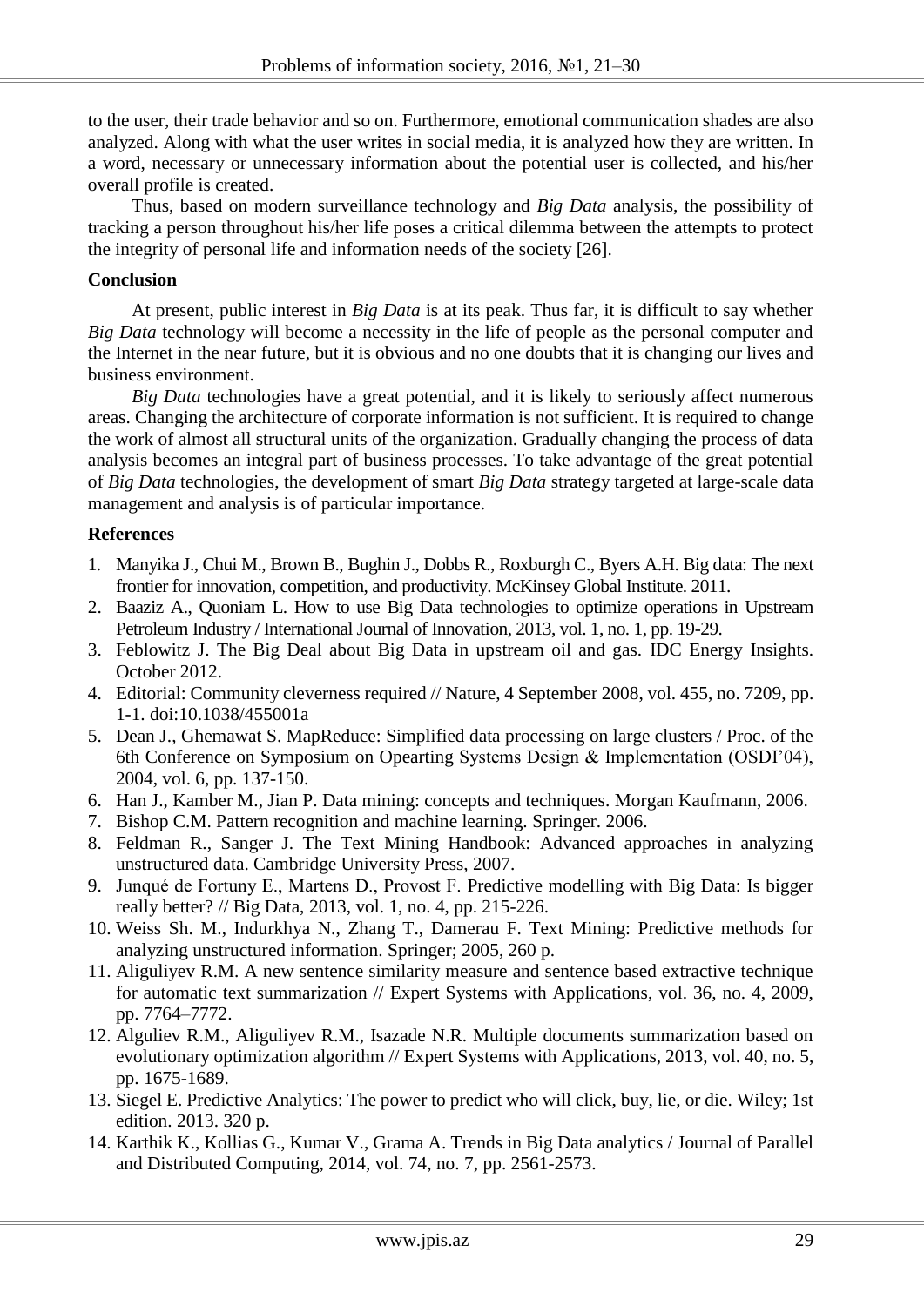to the user, their trade behavior and so on. Furthermore, emotional communication shades are also analyzed. Along with what the user writes in social media, it is analyzed how they are written. In a word, necessary or unnecessary information about the potential user is collected, and his/her overall profile is created.

Thus, based on modern surveillance technology and *Big Data* analysis, the possibility of tracking a person throughout his/her life poses a critical dilemma between the attempts to protect the integrity of personal life and information needs of the society [26].

## Conclusion

At present, public interest in *Big Data* is at its peak. Thus far, it is difficult to say whether *Big Data* technology will become a necessity in the life of people as the personal computer and the Internet in the near future, but it is obvious and no one doubts that it is changing our lives and business environment.

*Big Data* technologies have a great potential, and it is likely to seriously affect numerous areas. Changing the architecture of corporate information is not sufficient. It is required to change the work of almost all structural units of the organization. Gradually changing the process of data analysis becomes an integral part of business processes. To take advantage of the great potential of *Big Data* technologies, the development of smart *Big Data* strategy targeted at large-scale data management and analysis is of particular importance.

## References

1. Manyika J., Chui M., Brown B., Bughin J., Dobbs R., Roxburgh C., Byers A.H. Big data: The next frontier for innovation, competition, and productivity. McKinsey Global Institute. 2011.
2. Baaziz A., Quoniam L. How to use Big Data technologies to optimize operations in Upstream Petroleum Industry / International Journal of Innovation, 2013, vol. 1, no. 1, pp. 19-29.
3. Feblowitz J. The Big Deal about Big Data in upstream oil and gas. IDC Energy Insights. October 2012.
4. Editorial: Community cleverness required // Nature, 4 September 2008, vol. 455, no. 7209, pp. 1-1. doi:10.1038/455001a
5. Dean J., Ghemawat S. MapReduce: Simplified data processing on large clusters / Proc. of the 6th Conference on Symposium on Opearting Systems Design & Implementation (OSDI'04), 2004, vol. 6, pp. 137-150.
6. Han J., Kamber M., Jian P. Data mining: concepts and techniques. Morgan Kaufmann, 2006.
7. Bishop C.M. Pattern recognition and machine learning. Springer. 2006.
8. Feldman R., Sanger J. The Text Mining Handbook: Advanced approaches in analyzing unstructured data. Cambridge University Press, 2007.
9. Junqué de Fortuny E., Martens D., Provost F. Predictive modelling with Big Data: Is bigger really better? // Big Data, 2013, vol. 1, no. 4, pp. 215-226.
10. Weiss Sh. M., Indurkhya N., Zhang T., Damerau F. Text Mining: Predictive methods for analyzing unstructured information. Springer; 2005, 260 p.
11. Aliguliyev R.M. A new sentence similarity measure and sentence based extractive technique for automatic text summarization // Expert Systems with Applications, vol. 36, no. 4, 2009, pp. 7764–7772.
12. Alguliev R.M., Aliguliyev R.M., Isazade N.R. Multiple documents summarization based on evolutionary optimization algorithm // Expert Systems with Applications, 2013, vol. 40, no. 5, pp. 1675-1689.
13. Siegel E. Predictive Analytics: The power to predict who will click, buy, lie, or die. Wiley; 1st edition. 2013. 320 p.
14. Karthik K., Kollias G., Kumar V., Grama A. Trends in Big Data analytics / Journal of Parallel and Distributed Computing, 2014, vol. 74, no. 7, pp. 2561-2573.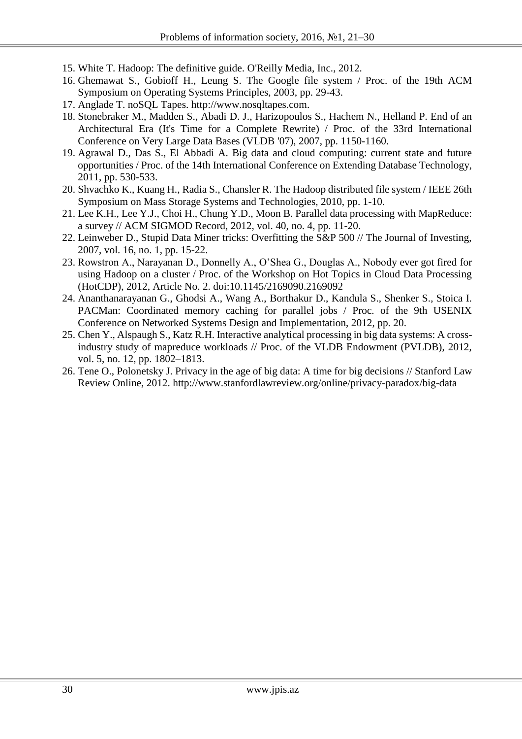15. White T. Hadoop: The definitive guide. O'Reilly Media, Inc., 2012.
16. Ghemawat S., Gobioff H., Leung S. The Google file system / Proc. of the 19th ACM Symposium on Operating Systems Principles, 2003, pp. 29-43.
17. Anglade T. noSQL Tapes. http://www.nosqltapes.com.
18. Stonebraker M., Madden S., Abadi D. J., Harizopoulos S., Hachem N., Helland P. End of an Architectural Era (It's Time for a Complete Rewrite) / Proc. of the 33rd International Conference on Very Large Data Bases (VLDB '07), 2007, pp. 1150-1160.
19. Agrawal D., Das S., El Abbadi A. Big data and cloud computing: current state and future opportunities / Proc. of the 14th International Conference on Extending Database Technology, 2011, pp. 530-533.
20. Shvachko K., Kuang H., Radia S., Chansler R. The Hadoop distributed file system / IEEE 26th Symposium on Mass Storage Systems and Technologies, 2010, pp. 1-10.
21. Lee K.H., Lee Y.J., Choi H., Chung Y.D., Moon B. Parallel data processing with MapReduce: a survey // ACM SIGMOD Record, 2012, vol. 40, no. 4, pp. 11-20.
22. Leinweber D., Stupid Data Miner tricks: Overfitting the S&P 500 // The Journal of Investing, 2007, vol. 16, no. 1, pp. 15-22.
23. Rowstron A., Narayanan D., Donnelly A., O'Shea G., Douglas A., Nobody ever got fired for using Hadoop on a cluster / Proc. of the Workshop on Hot Topics in Cloud Data Processing (HotCDP), 2012, Article No. 2. doi:10.1145/2169090.2169092
24. Ananthanarayanan G., Ghodsi A., Wang A., Borthakur D., Kandula S., Shenker S., Stoica I. PACMan: Coordinated memory caching for parallel jobs / Proc. of the 9th USENIX Conference on Networked Systems Design and Implementation, 2012, pp. 20.
25. Chen Y., Alspaugh S., Katz R.H. Interactive analytical processing in big data systems: A cross-industry study of mapreduce workloads // Proc. of the VLDB Endowment (PVLDB), 2012, vol. 5, no. 12, pp. 1802–1813.
26. Tene O., Polonetsky J. Privacy in the age of big data: A time for big decisions // Stanford Law Review Online, 2012. http://www.stanfordlawreview.org/online/privacy-paradox/big-data